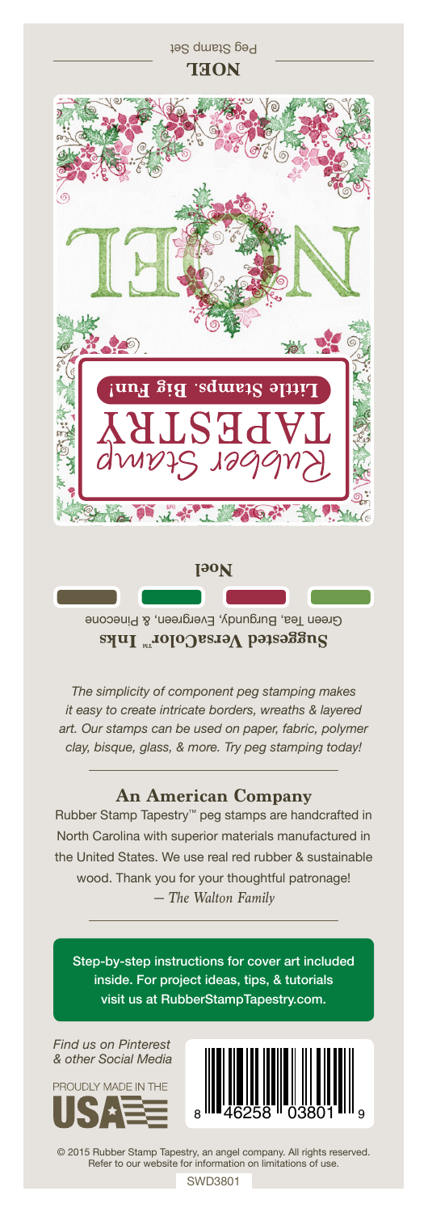# NOEL

Peg Stamp Set

Rubber Stamp TAPESTRY

**Little Stamps. Big Fun!**

**Noel**

**Suggested VersaColor™ Inks**

Green Tea, Burgundy, Evergreen, & Pinecone

*The simplicity of component peg stamping makes it easy to create intricate borders, wreaths & layered art. Our stamps can be used on paper, fabric, polymer clay, bisque, glass, & more. Try peg stamping today!*

## An American Company

Rubber Stamp Tapestry™ peg stamps are handcrafted in North Carolina with superior materials manufactured in the United States. We use real red rubber & sustainable wood. Thank you for your thoughtful patronage!

*— The Walton Family*

Step-by-step instructions for cover art included inside. For project ideas, tips, & tutorials visit us at RubberStampTapestry.com.

*Find us on Pinterest & other Social Media*

PROUDLY MADE IN THE USA

8 46258 03801 9

© 2015 Rubber Stamp Tapestry, an angel company. All rights reserved. Refer to our website for information on limitations of use.

SWD3801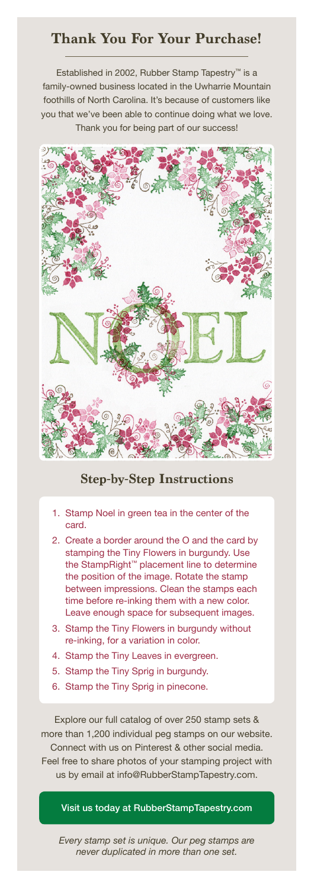## Thank You For Your Purchase!

Established in 2002, Rubber Stamp Tapestry™ is a family-owned business located in the Uwharrie Mountain foothills of North Carolina. It's because of customers like you that we've been able to continue doing what we love. Thank you for being part of our success!

## Step-by-Step Instructions

1. Stamp Noel in green tea in the center of the card.
2. Create a border around the O and the card by stamping the Tiny Flowers in burgundy. Use the StampRight™ placement line to determine the position of the image. Rotate the stamp between impressions. Clean the stamps each time before re-inking them with a new color. Leave enough space for subsequent images.
3. Stamp the Tiny Flowers in burgundy without re-inking, for a variation in color.
4. Stamp the Tiny Leaves in evergreen.
5. Stamp the Tiny Sprig in burgundy.
6. Stamp the Tiny Sprig in pinecone.

Explore our full catalog of over 250 stamp sets & more than 1,200 individual peg stamps on our website. Connect with us on Pinterest & other social media. Feel free to share photos of your stamping project with us by email at info@RubberStampTapestry.com.

**Visit us today at RubberStampTapestry.com**

*Every stamp set is unique. Our peg stamps are never duplicated in more than one set.*